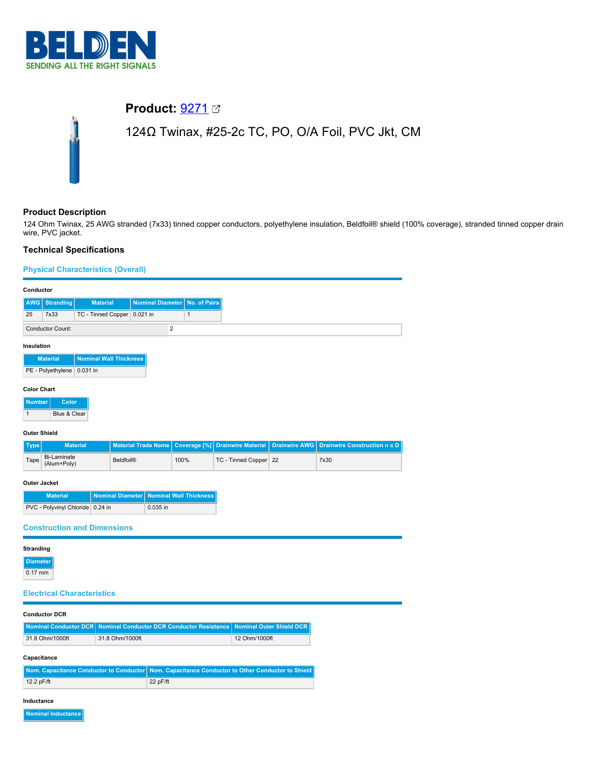# Product: 9271

124Ω Twinax, #25-2c TC, PO, O/A Foil, PVC Jkt, CM

## Product Description

124 Ohm Twinax, 25 AWG stranded (7x33) tinned copper conductors, polyethylene insulation, Beldfoil® shield (100% coverage), stranded tinned copper drain wire, PVC jacket.

## Technical Specifications

### Physical Characteristics (Overall)

**Conductor**

| AWG | Stranding | Material | Nominal Diameter | No. of Pairs |
|---|---|---|---|---|
| 25 | 7x33 | TC - Tinned Copper | 0.021 in | 1 |

| Conductor Count: | 2 |
|---|---|

**Insulation**

| Material | Nominal Wall Thickness |
|---|---|
| PE - Polyethylene | 0.031 in |

**Color Chart**

| Number | Color |
|---|---|
| 1 | Blue & Clear |

**Outer Shield**

| Type | Material | Material Trade Name | Coverage [%] | Drainwire Material | Drainwire AWG | Drainwire Construction n x D |
|---|---|---|---|---|---|---|
| Tape | Bi-Laminate (Alum+Poly) | Beldfoil® | 100% | TC - Tinned Copper | 22 | 7x30 |

**Outer Jacket**

| Material | Nominal Diameter | Nominal Wall Thickness |
|---|---|---|
| PVC - Polyvinyl Chloride | 0.24 in | 0.035 in |

### Construction and Dimensions

**Stranding**

| Diameter |
|---|
| 0.17 mm |

### Electrical Characteristics

**Conductor DCR**

| Nominal Conductor DCR | Nominal Conductor DCR Conductor Resistance | Nominal Outer Shield DCR |
|---|---|---|
| 31.8 Ohm/1000ft | 31.8 Ohm/1000ft | 12 Ohm/1000ft |

**Capacitance**

| Nom. Capacitance Conductor to Conductor | Nom. Capacitance Conductor to Other Conductor to Shield |
|---|---|
| 12.2 pF/ft | 22 pF/ft |

**Inductance**

| Nominal Inductance |
|---|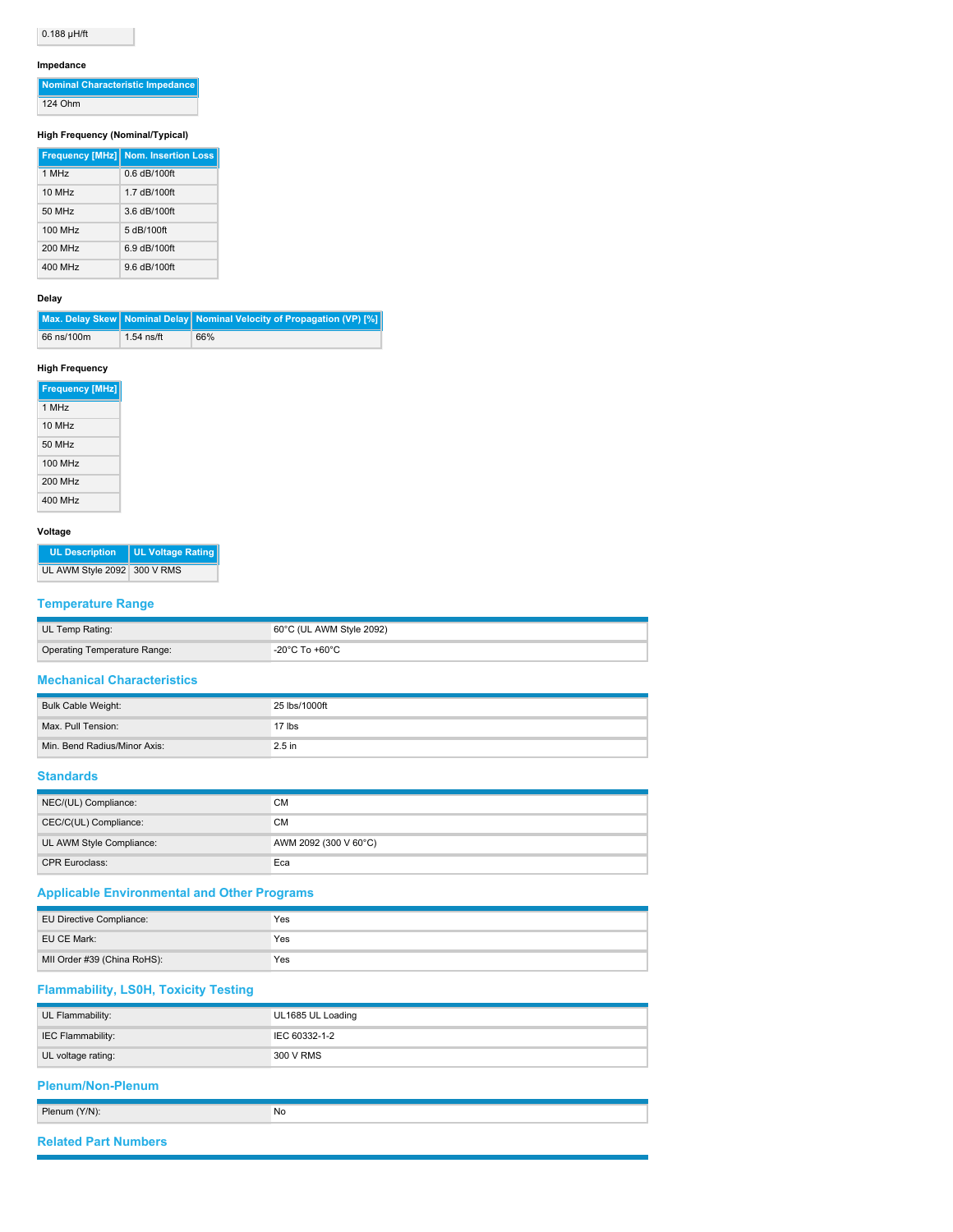| 0.188 µH/ft |
|---|

#### Impedance

| Nominal Characteristic Impedance |
|---|
| 124 Ohm |

#### High Frequency (Nominal/Typical)

| Frequency [MHz] | Nom. Insertion Loss |
|---|---|
| 1 MHz | 0.6 dB/100ft |
| 10 MHz | 1.7 dB/100ft |
| 50 MHz | 3.6 dB/100ft |
| 100 MHz | 5 dB/100ft |
| 200 MHz | 6.9 dB/100ft |
| 400 MHz | 9.6 dB/100ft |

#### Delay

| Max. Delay Skew | Nominal Delay | Nominal Velocity of Propagation (VP) [%] |
|---|---|---|
| 66 ns/100m | 1.54 ns/ft | 66% |

#### High Frequency

| Frequency [MHz] |
|---|
| 1 MHz |
| 10 MHz |
| 50 MHz |
| 100 MHz |
| 200 MHz |
| 400 MHz |

#### Voltage

| UL Description | UL Voltage Rating |
|---|---|
| UL AWM Style 2092 | 300 V RMS |

## Temperature Range

| | |
|---|---|
| UL Temp Rating: | 60°C (UL AWM Style 2092) |
| Operating Temperature Range: | -20°C To +60°C |

## Mechanical Characteristics

| | |
|---|---|
| Bulk Cable Weight: | 25 lbs/1000ft |
| Max. Pull Tension: | 17 lbs |
| Min. Bend Radius/Minor Axis: | 2.5 in |

## Standards

| | |
|---|---|
| NEC/(UL) Compliance: | CM |
| CEC/C(UL) Compliance: | CM |
| UL AWM Style Compliance: | AWM 2092 (300 V 60°C) |
| CPR Euroclass: | Eca |

## Applicable Environmental and Other Programs

| | |
|---|---|
| EU Directive Compliance: | Yes |
| EU CE Mark: | Yes |
| MII Order #39 (China RoHS): | Yes |

## Flammability, LS0H, Toxicity Testing

| | |
|---|---|
| UL Flammability: | UL1685 UL Loading |
| IEC Flammability: | IEC 60332-1-2 |
| UL voltage rating: | 300 V RMS |

## Plenum/Non-Plenum

| | |
|---|---|
| Plenum (Y/N): | No |

## Related Part Numbers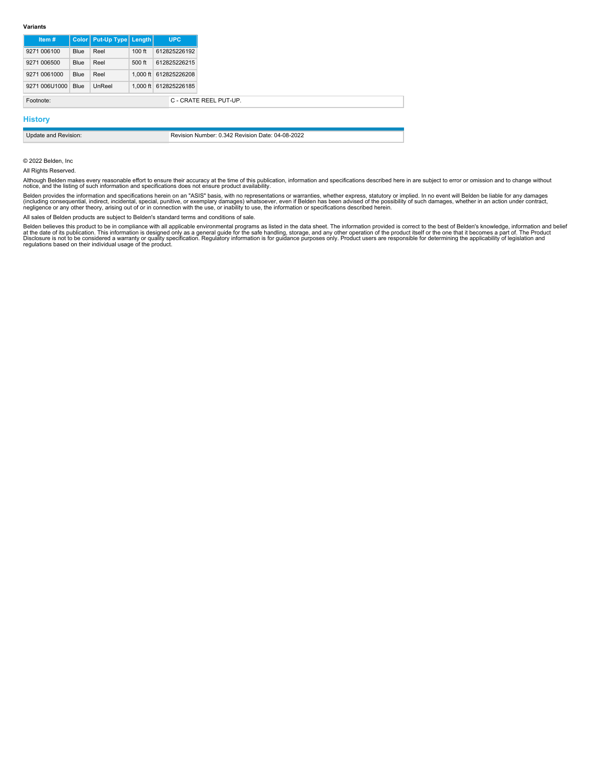**Variants**

| Item # | Color | Put-Up Type | Length | UPC |
| --- | --- | --- | --- | --- |
| 9271 006100 | Blue | Reel | 100 ft | 612825226192 |
| 9271 006500 | Blue | Reel | 500 ft | 612825226215 |
| 9271 0061000 | Blue | Reel | 1,000 ft | 612825226208 |
| 9271 006U1000 | Blue | UnReel | 1,000 ft | 612825226185 |

| | |
| --- | --- |
| Footnote: | C - CRATE REEL PUT-UP. |

## History

| | |
| --- | --- |
| Update and Revision: | Revision Number: 0.342 Revision Date: 04-08-2022 |

© 2022 Belden, Inc

All Rights Reserved.

Although Belden makes every reasonable effort to ensure their accuracy at the time of this publication, information and specifications described here in are subject to error or omission and to change without notice, and the listing of such information and specifications does not ensure product availability.

Belden provides the information and specifications herein on an "ASIS" basis, with no representations or warranties, whether express, statutory or implied. In no event will Belden be liable for any damages (including consequential, indirect, incidental, special, punitive, or exemplary damages) whatsoever, even if Belden has been advised of the possibility of such damages, whether in an action under contract, negligence or any other theory, arising out of or in connection with the use, or inability to use, the information or specifications described herein.

All sales of Belden products are subject to Belden's standard terms and conditions of sale.

Belden believes this product to be in compliance with all applicable environmental programs as listed in the data sheet. The information provided is correct to the best of Belden's knowledge, information and belief at the date of its publication. This information is designed only as a general guide for the safe handling, storage, and any other operation of the product itself or the one that it becomes a part of. The Product Disclosure is not to be considered a warranty or quality specification. Regulatory information is for guidance purposes only. Product users are responsible for determining the applicability of legislation and regulations based on their individual usage of the product.